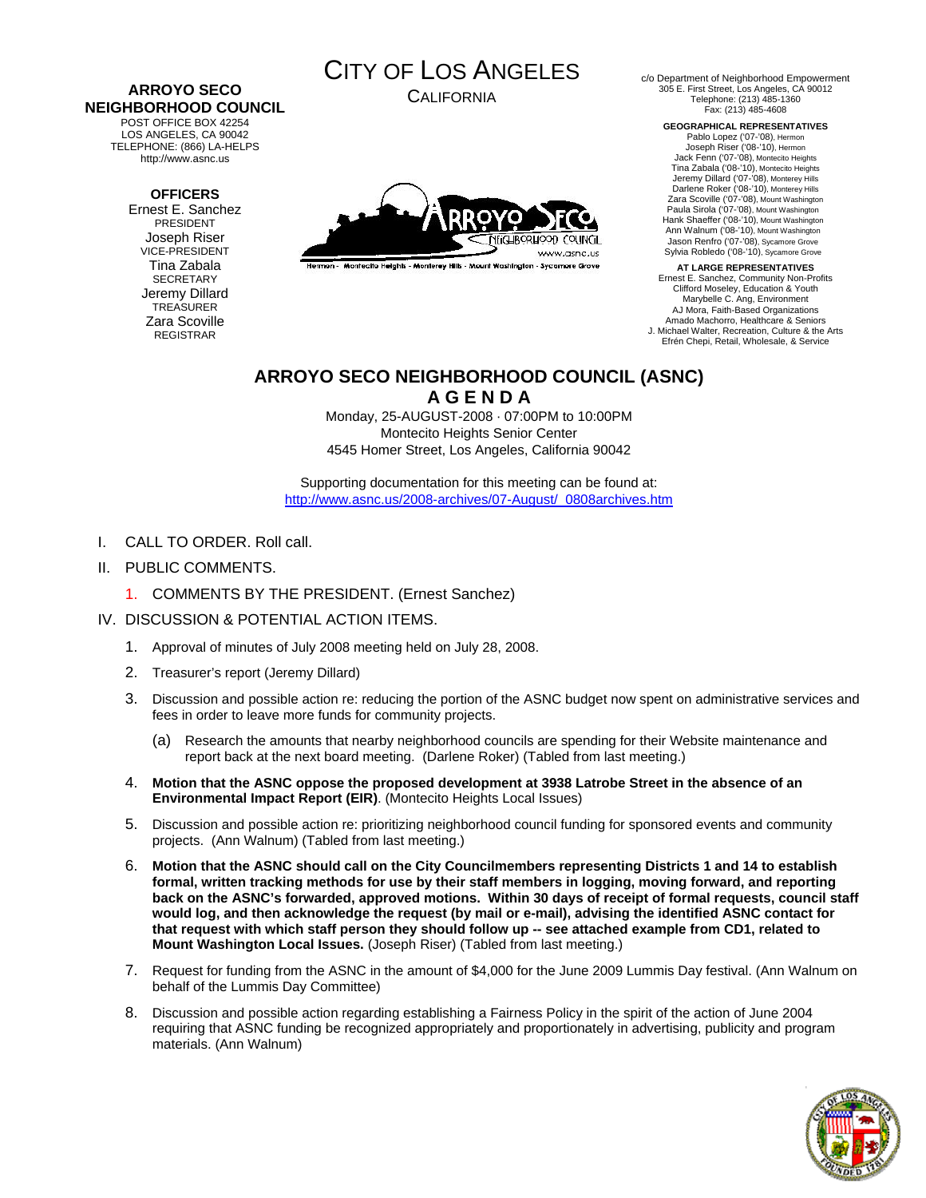**ARROYO SECO NEIGHBORHOOD COUNCIL**
POST OFFICE BOX 42254
LOS ANGELES, CA 90042
TELEPHONE: (866) LA-HELPS
http://www.asnc.us

**OFFICERS**
Ernest E. Sanchez
PRESIDENT
Joseph Riser
VICE-PRESIDENT
Tina Zabala
SECRETARY
Jeremy Dillard
TREASURER
Zara Scoville
REGISTRAR

CITY OF LOS ANGELES
CALIFORNIA

Arroyo Seco Neighborhood Council
www.asnc.us
Hermon - Montecito Heights - Monterey Hills - Mount Washington - Sycamore Grove

c/o Department of Neighborhood Empowerment
305 E. First Street, Los Angeles, CA 90012
Telephone: (213) 485-1360
Fax: (213) 485-4608

**GEOGRAPHICAL REPRESENTATIVES**
Pablo Lopez ('07-'08), Hermon
Joseph Riser ('08-'10), Hermon
Jack Fenn ('07-'08), Montecito Heights
Tina Zabala ('08-'10), Montecito Heights
Jeremy Dillard ('07-'08), Monterey Hills
Darlene Roker ('08-'10), Monterey Hills
Zara Scoville ('07-'08), Mount Washington
Paula Sirola ('07-'08), Mount Washington
Hank Shaeffer ('08-'10), Mount Washington
Ann Walnum ('08-'10), Mount Washington
Jason Renfro ('07-'08), Sycamore Grove
Sylvia Robledo ('08-'10), Sycamore Grove

**AT LARGE REPRESENTATIVES**
Ernest E. Sanchez, Community Non-Profits
Clifford Moseley, Education & Youth
Marybelle C. Ang, Environment
AJ Mora, Faith-Based Organizations
Amado Machorro, Healthcare & Seniors
J. Michael Walter, Recreation, Culture & the Arts
Efrén Chepi, Retail, Wholesale, & Service

# ARROYO SECO NEIGHBORHOOD COUNCIL (ASNC)
## A G E N D A

Monday, 25-AUGUST-2008 · 07:00PM to 10:00PM
Montecito Heights Senior Center
4545 Homer Street, Los Angeles, California 90042

Supporting documentation for this meeting can be found at:
http://www.asnc.us/2008-archives/07-August/_0808archives.htm

I. CALL TO ORDER. Roll call.

II. PUBLIC COMMENTS.

   1. COMMENTS BY THE PRESIDENT. (Ernest Sanchez)

IV. DISCUSSION & POTENTIAL ACTION ITEMS.

   1. Approval of minutes of July 2008 meeting held on July 28, 2008.
   2. Treasurer's report (Jeremy Dillard)
   3. Discussion and possible action re: reducing the portion of the ASNC budget now spent on administrative services and fees in order to leave more funds for community projects.
      (a) Research the amounts that nearby neighborhood councils are spending for their Website maintenance and report back at the next board meeting. (Darlene Roker) (Tabled from last meeting.)
   4. **Motion that the ASNC oppose the proposed development at 3938 Latrobe Street in the absence of an Environmental Impact Report (EIR)**. (Montecito Heights Local Issues)
   5. Discussion and possible action re: prioritizing neighborhood council funding for sponsored events and community projects. (Ann Walnum) (Tabled from last meeting.)
   6. **Motion that the ASNC should call on the City Councilmembers representing Districts 1 and 14 to establish formal, written tracking methods for use by their staff members in logging, moving forward, and reporting back on the ASNC's forwarded, approved motions. Within 30 days of receipt of formal requests, council staff would log, and then acknowledge the request (by mail or e-mail), advising the identified ASNC contact for that request with which staff person they should follow up -- see attached example from CD1, related to Mount Washington Local Issues.** (Joseph Riser) (Tabled from last meeting.)
   7. Request for funding from the ASNC in the amount of $4,000 for the June 2009 Lummis Day festival. (Ann Walnum on behalf of the Lummis Day Committee)
   8. Discussion and possible action regarding establishing a Fairness Policy in the spirit of the action of June 2004 requiring that ASNC funding be recognized appropriately and proportionately in advertising, publicity and program materials. (Ann Walnum)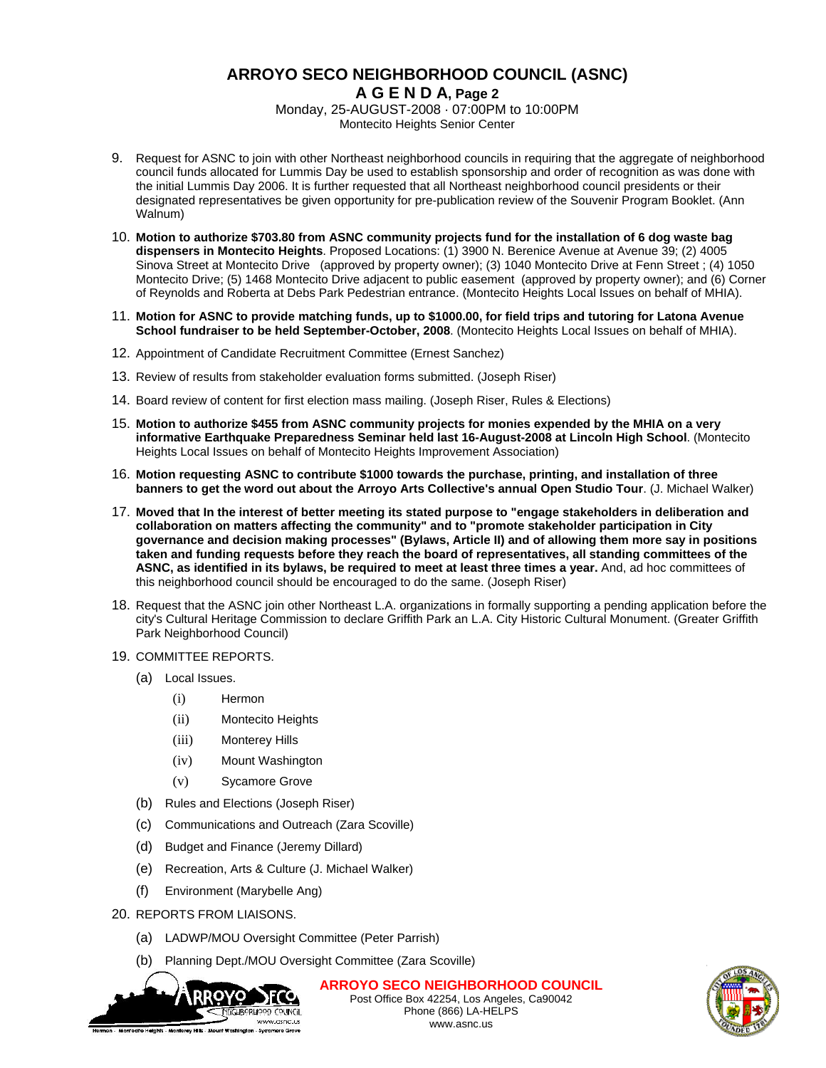# ARROYO SECO NEIGHBORHOOD COUNCIL (ASNC)

## A G E N D A, Page 2

Monday, 25-AUGUST-2008 · 07:00PM to 10:00PM
Montecito Heights Senior Center

9. Request for ASNC to join with other Northeast neighborhood councils in requiring that the aggregate of neighborhood council funds allocated for Lummis Day be used to establish sponsorship and order of recognition as was done with the initial Lummis Day 2006. It is further requested that all Northeast neighborhood council presidents or their designated representatives be given opportunity for pre-publication review of the Souvenir Program Booklet. (Ann Walnum)

10. **Motion to authorize $703.80 from ASNC community projects fund for the installation of 6 dog waste bag dispensers in Montecito Heights**. Proposed Locations: (1) 3900 N. Berenice Avenue at Avenue 39; (2) 4005 Sinova Street at Montecito Drive (approved by property owner); (3) 1040 Montecito Drive at Fenn Street ; (4) 1050 Montecito Drive; (5) 1468 Montecito Drive adjacent to public easement (approved by property owner); and (6) Corner of Reynolds and Roberta at Debs Park Pedestrian entrance. (Montecito Heights Local Issues on behalf of MHIA).

11. **Motion for ASNC to provide matching funds, up to $1000.00, for field trips and tutoring for Latona Avenue School fundraiser to be held September-October, 2008**. (Montecito Heights Local Issues on behalf of MHIA).

12. Appointment of Candidate Recruitment Committee (Ernest Sanchez)

13. Review of results from stakeholder evaluation forms submitted. (Joseph Riser)

14. Board review of content for first election mass mailing. (Joseph Riser, Rules & Elections)

15. **Motion to authorize $455 from ASNC community projects for monies expended by the MHIA on a very informative Earthquake Preparedness Seminar held last 16-August-2008 at Lincoln High School**. (Montecito Heights Local Issues on behalf of Montecito Heights Improvement Association)

16. **Motion requesting ASNC to contribute $1000 towards the purchase, printing, and installation of three banners to get the word out about the Arroyo Arts Collective's annual Open Studio Tour**. (J. Michael Walker)

17. **Moved that In the interest of better meeting its stated purpose to "engage stakeholders in deliberation and collaboration on matters affecting the community" and to "promote stakeholder participation in City governance and decision making processes" (Bylaws, Article II) and of allowing them more say in positions taken and funding requests before they reach the board of representatives, all standing committees of the ASNC, as identified in its bylaws, be required to meet at least three times a year.** And, ad hoc committees of this neighborhood council should be encouraged to do the same. (Joseph Riser)

18. Request that the ASNC join other Northeast L.A. organizations in formally supporting a pending application before the city's Cultural Heritage Commission to declare Griffith Park an L.A. City Historic Cultural Monument. (Greater Griffith Park Neighborhood Council)

19. COMMITTEE REPORTS.
    - (a) Local Issues.
        - (i) Hermon
        - (ii) Montecito Heights
        - (iii) Monterey Hills
        - (iv) Mount Washington
        - (v) Sycamore Grove
    - (b) Rules and Elections (Joseph Riser)
    - (c) Communications and Outreach (Zara Scoville)
    - (d) Budget and Finance (Jeremy Dillard)
    - (e) Recreation, Arts & Culture (J. Michael Walker)
    - (f) Environment (Marybelle Ang)

20. REPORTS FROM LIAISONS.
    - (a) LADWP/MOU Oversight Committee (Peter Parrish)
    - (b) Planning Dept./MOU Oversight Committee (Zara Scoville)

**ARROYO SECO NEIGHBORHOOD COUNCIL**
Post Office Box 42254, Los Angeles, Ca90042
Phone (866) LA-HELPS
www.asnc.us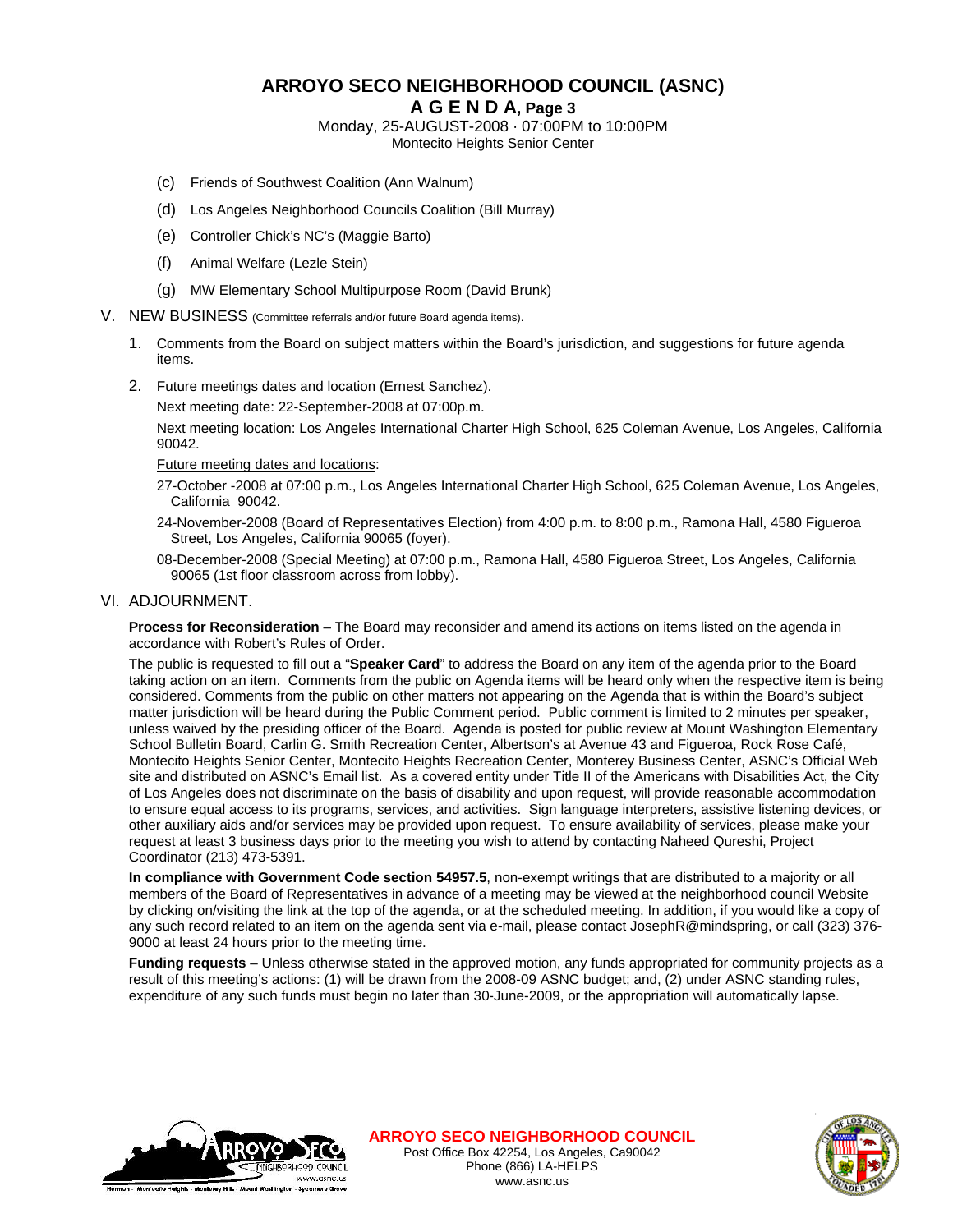# ARROYO SECO NEIGHBORHOOD COUNCIL (ASNC)

## A G E N D A, Page 3

Monday, 25-AUGUST-2008 · 07:00PM to 10:00PM
Montecito Heights Senior Center

(c) Friends of Southwest Coalition (Ann Walnum)

(d) Los Angeles Neighborhood Councils Coalition (Bill Murray)

(e) Controller Chick's NC's (Maggie Barto)

(f) Animal Welfare (Lezle Stein)

(g) MW Elementary School Multipurpose Room (David Brunk)

V. NEW BUSINESS (Committee referrals and/or future Board agenda items).

1. Comments from the Board on subject matters within the Board's jurisdiction, and suggestions for future agenda items.

2. Future meetings dates and location (Ernest Sanchez).

   Next meeting date: 22-September-2008 at 07:00p.m.

   Next meeting location: Los Angeles International Charter High School, 625 Coleman Avenue, Los Angeles, California 90042.

   Future meeting dates and locations:

   27-October -2008 at 07:00 p.m., Los Angeles International Charter High School, 625 Coleman Avenue, Los Angeles, California 90042.

   24-November-2008 (Board of Representatives Election) from 4:00 p.m. to 8:00 p.m., Ramona Hall, 4580 Figueroa Street, Los Angeles, California 90065 (foyer).

   08-December-2008 (Special Meeting) at 07:00 p.m., Ramona Hall, 4580 Figueroa Street, Los Angeles, California 90065 (1st floor classroom across from lobby).

VI. ADJOURNMENT.

**Process for Reconsideration** – The Board may reconsider and amend its actions on items listed on the agenda in accordance with Robert's Rules of Order.

The public is requested to fill out a "**Speaker Card**" to address the Board on any item of the agenda prior to the Board taking action on an item. Comments from the public on Agenda items will be heard only when the respective item is being considered. Comments from the public on other matters not appearing on the Agenda that is within the Board's subject matter jurisdiction will be heard during the Public Comment period. Public comment is limited to 2 minutes per speaker, unless waived by the presiding officer of the Board. Agenda is posted for public review at Mount Washington Elementary School Bulletin Board, Carlin G. Smith Recreation Center, Albertson's at Avenue 43 and Figueroa, Rock Rose Café, Montecito Heights Senior Center, Montecito Heights Recreation Center, Monterey Business Center, ASNC's Official Web site and distributed on ASNC's Email list. As a covered entity under Title II of the Americans with Disabilities Act, the City of Los Angeles does not discriminate on the basis of disability and upon request, will provide reasonable accommodation to ensure equal access to its programs, services, and activities. Sign language interpreters, assistive listening devices, or other auxiliary aids and/or services may be provided upon request. To ensure availability of services, please make your request at least 3 business days prior to the meeting you wish to attend by contacting Naheed Qureshi, Project Coordinator (213) 473-5391.

**In compliance with Government Code section 54957.5**, non-exempt writings that are distributed to a majority or all members of the Board of Representatives in advance of a meeting may be viewed at the neighborhood council Website by clicking on/visiting the link at the top of the agenda, or at the scheduled meeting. In addition, if you would like a copy of any such record related to an item on the agenda sent via e-mail, please contact JosephR@mindspring, or call (323) 376-9000 at least 24 hours prior to the meeting time.

**Funding requests** – Unless otherwise stated in the approved motion, any funds appropriated for community projects as a result of this meeting's actions: (1) will be drawn from the 2008-09 ASNC budget; and, (2) under ASNC standing rules, expenditure of any such funds must begin no later than 30-June-2009, or the appropriation will automatically lapse.

**ARROYO SECO NEIGHBORHOOD COUNCIL**
Post Office Box 42254, Los Angeles, Ca90042
Phone (866) LA-HELPS
www.asnc.us